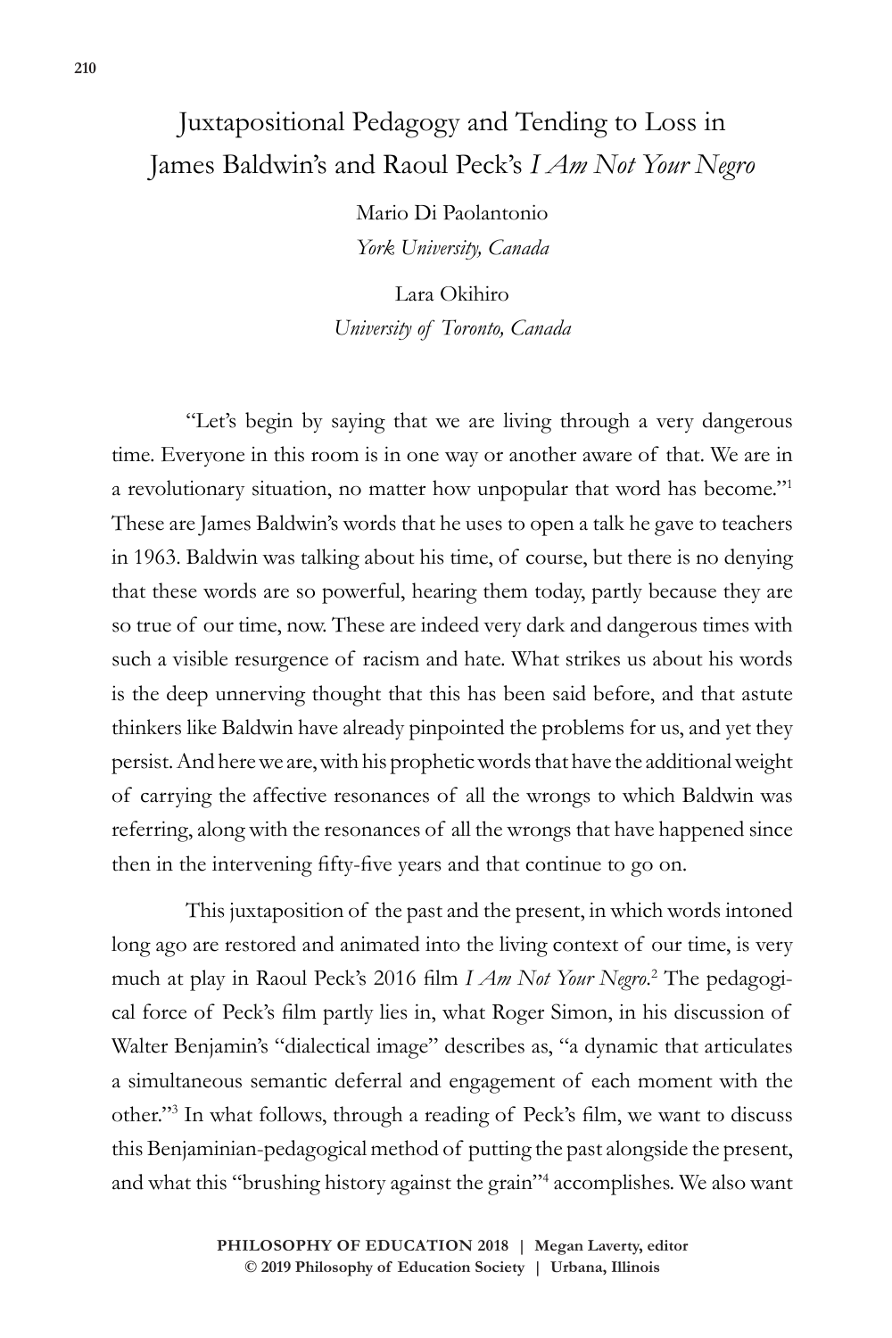# Juxtapositional Pedagogy and Tending to Loss in James Baldwin's and Raoul Peck's *I Am Not Your Negro*

Mario Di Paolantonio
*York University, Canada*

Lara Okihiro
*University of Toronto, Canada*

"Let's begin by saying that we are living through a very dangerous time. Everyone in this room is in one way or another aware of that. We are in a revolutionary situation, no matter how unpopular that word has become."[1] These are James Baldwin's words that he uses to open a talk he gave to teachers in 1963. Baldwin was talking about his time, of course, but there is no denying that these words are so powerful, hearing them today, partly because they are so true of our time, now. These are indeed very dark and dangerous times with such a visible resurgence of racism and hate. What strikes us about his words is the deep unnerving thought that this has been said before, and that astute thinkers like Baldwin have already pinpointed the problems for us, and yet they persist. And here we are, with his prophetic words that have the additional weight of carrying the affective resonances of all the wrongs to which Baldwin was referring, along with the resonances of all the wrongs that have happened since then in the intervening fifty-five years and that continue to go on.

This juxtaposition of the past and the present, in which words intoned long ago are restored and animated into the living context of our time, is very much at play in Raoul Peck's 2016 film *I Am Not Your Negro*.[2] The pedagogical force of Peck's film partly lies in, what Roger Simon, in his discussion of Walter Benjamin's "dialectical image" describes as, "a dynamic that articulates a simultaneous semantic deferral and engagement of each moment with the other."[3] In what follows, through a reading of Peck's film, we want to discuss this Benjaminian-pedagogical method of putting the past alongside the present, and what this "brushing history against the grain"[4] accomplishes. We also want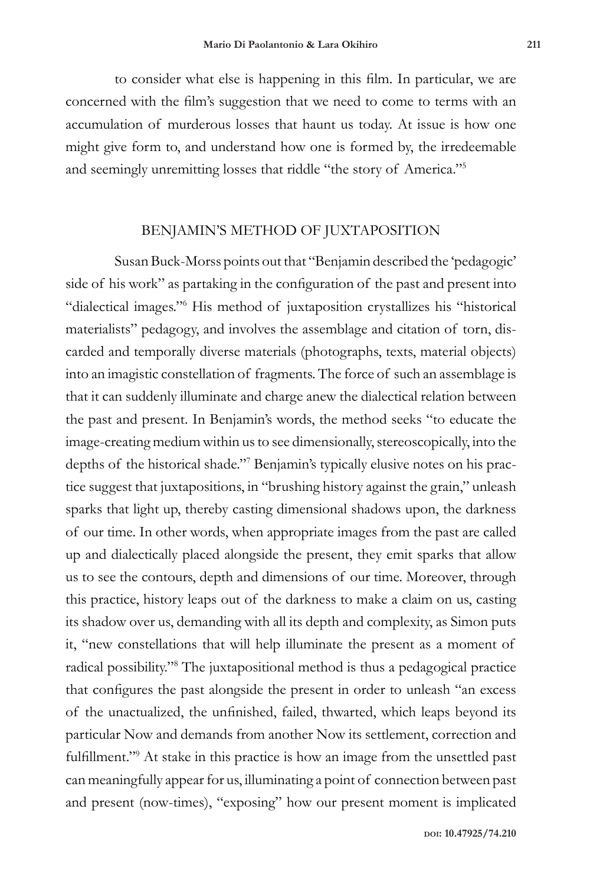to consider what else is happening in this film. In particular, we are concerned with the film's suggestion that we need to come to terms with an accumulation of murderous losses that haunt us today. At issue is how one might give form to, and understand how one is formed by, the irredeemable and seemingly unremitting losses that riddle "the story of America."[5]

## BENJAMIN'S METHOD OF JUXTAPOSITION

Susan Buck-Morss points out that "Benjamin described the 'pedagogic' side of his work" as partaking in the configuration of the past and present into "dialectical images."[6] His method of juxtaposition crystallizes his "historical materialists" pedagogy, and involves the assemblage and citation of torn, discarded and temporally diverse materials (photographs, texts, material objects) into an imagistic constellation of fragments. The force of such an assemblage is that it can suddenly illuminate and charge anew the dialectical relation between the past and present. In Benjamin's words, the method seeks "to educate the image-creating medium within us to see dimensionally, stereoscopically, into the depths of the historical shade."[7] Benjamin's typically elusive notes on his practice suggest that juxtapositions, in "brushing history against the grain," unleash sparks that light up, thereby casting dimensional shadows upon, the darkness of our time. In other words, when appropriate images from the past are called up and dialectically placed alongside the present, they emit sparks that allow us to see the contours, depth and dimensions of our time. Moreover, through this practice, history leaps out of the darkness to make a claim on us, casting its shadow over us, demanding with all its depth and complexity, as Simon puts it, "new constellations that will help illuminate the present as a moment of radical possibility."[8] The juxtapositional method is thus a pedagogical practice that configures the past alongside the present in order to unleash "an excess of the unactualized, the unfinished, failed, thwarted, which leaps beyond its particular Now and demands from another Now its settlement, correction and fulfillment."[9] At stake in this practice is how an image from the unsettled past can meaningfully appear for us, illuminating a point of connection between past and present (now-times), "exposing" how our present moment is implicated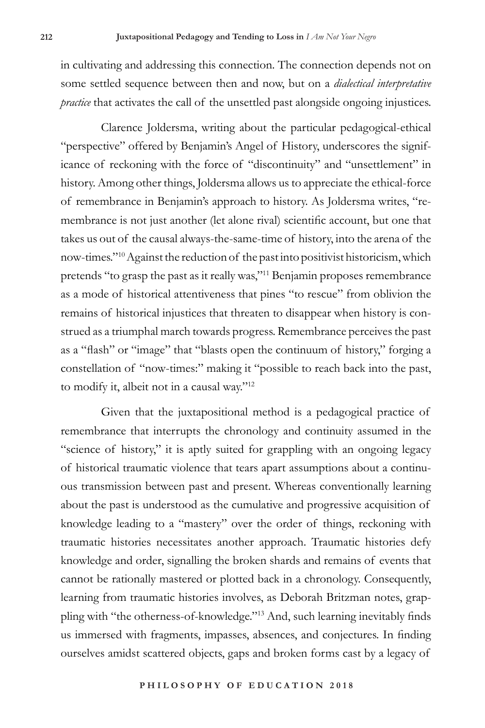in cultivating and addressing this connection. The connection depends not on some settled sequence between then and now, but on a *dialectical interpretative practice* that activates the call of the unsettled past alongside ongoing injustices.

Clarence Joldersma, writing about the particular pedagogical-ethical "perspective" offered by Benjamin's Angel of History, underscores the significance of reckoning with the force of "discontinuity" and "unsettlement" in history. Among other things, Joldersma allows us to appreciate the ethical-force of remembrance in Benjamin's approach to history. As Joldersma writes, "remembrance is not just another (let alone rival) scientific account, but one that takes us out of the causal always-the-same-time of history, into the arena of the now-times."[10] Against the reduction of the past into positivist historicism, which pretends "to grasp the past as it really was,"[11] Benjamin proposes remembrance as a mode of historical attentiveness that pines "to rescue" from oblivion the remains of historical injustices that threaten to disappear when history is construed as a triumphal march towards progress. Remembrance perceives the past as a "flash" or "image" that "blasts open the continuum of history," forging a constellation of "now-times:" making it "possible to reach back into the past, to modify it, albeit not in a causal way."[12]

Given that the juxtapositional method is a pedagogical practice of remembrance that interrupts the chronology and continuity assumed in the "science of history," it is aptly suited for grappling with an ongoing legacy of historical traumatic violence that tears apart assumptions about a continuous transmission between past and present. Whereas conventionally learning about the past is understood as the cumulative and progressive acquisition of knowledge leading to a "mastery" over the order of things, reckoning with traumatic histories necessitates another approach. Traumatic histories defy knowledge and order, signalling the broken shards and remains of events that cannot be rationally mastered or plotted back in a chronology. Consequently, learning from traumatic histories involves, as Deborah Britzman notes, grappling with "the otherness-of-knowledge."[13] And, such learning inevitably finds us immersed with fragments, impasses, absences, and conjectures. In finding ourselves amidst scattered objects, gaps and broken forms cast by a legacy of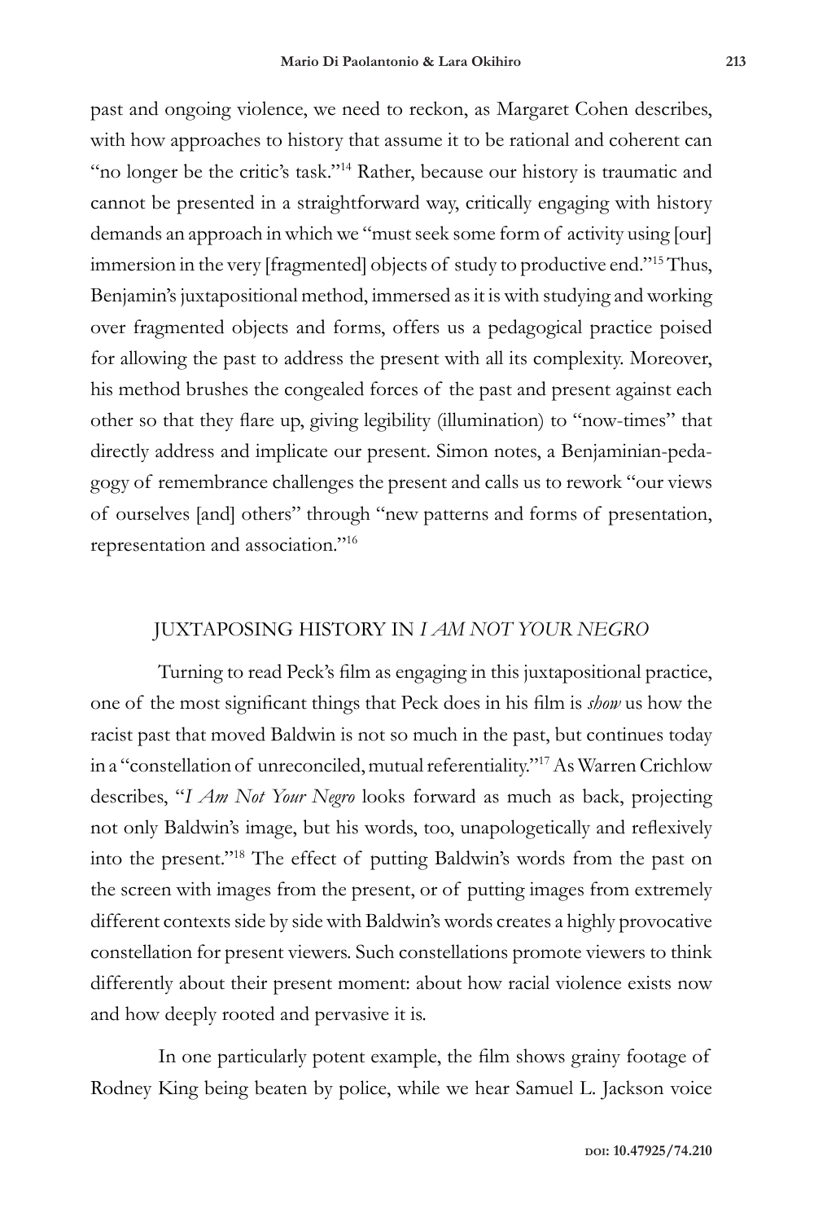past and ongoing violence, we need to reckon, as Margaret Cohen describes, with how approaches to history that assume it to be rational and coherent can "no longer be the critic's task."[14] Rather, because our history is traumatic and cannot be presented in a straightforward way, critically engaging with history demands an approach in which we "must seek some form of activity using [our] immersion in the very [fragmented] objects of study to productive end."[15] Thus, Benjamin's juxtapositional method, immersed as it is with studying and working over fragmented objects and forms, offers us a pedagogical practice poised for allowing the past to address the present with all its complexity. Moreover, his method brushes the congealed forces of the past and present against each other so that they flare up, giving legibility (illumination) to "now-times" that directly address and implicate our present. Simon notes, a Benjaminian-pedagogy of remembrance challenges the present and calls us to rework "our views of ourselves [and] others" through "new patterns and forms of presentation, representation and association."[16]

## JUXTAPOSING HISTORY IN *I AM NOT YOUR NEGRO*

Turning to read Peck's film as engaging in this juxtapositional practice, one of the most significant things that Peck does in his film is *show* us how the racist past that moved Baldwin is not so much in the past, but continues today in a "constellation of unreconciled, mutual referentiality."[17] As Warren Crichlow describes, "*I Am Not Your Negro* looks forward as much as back, projecting not only Baldwin's image, but his words, too, unapologetically and reflexively into the present."[18] The effect of putting Baldwin's words from the past on the screen with images from the present, or of putting images from extremely different contexts side by side with Baldwin's words creates a highly provocative constellation for present viewers. Such constellations promote viewers to think differently about their present moment: about how racial violence exists now and how deeply rooted and pervasive it is.

In one particularly potent example, the film shows grainy footage of Rodney King being beaten by police, while we hear Samuel L. Jackson voice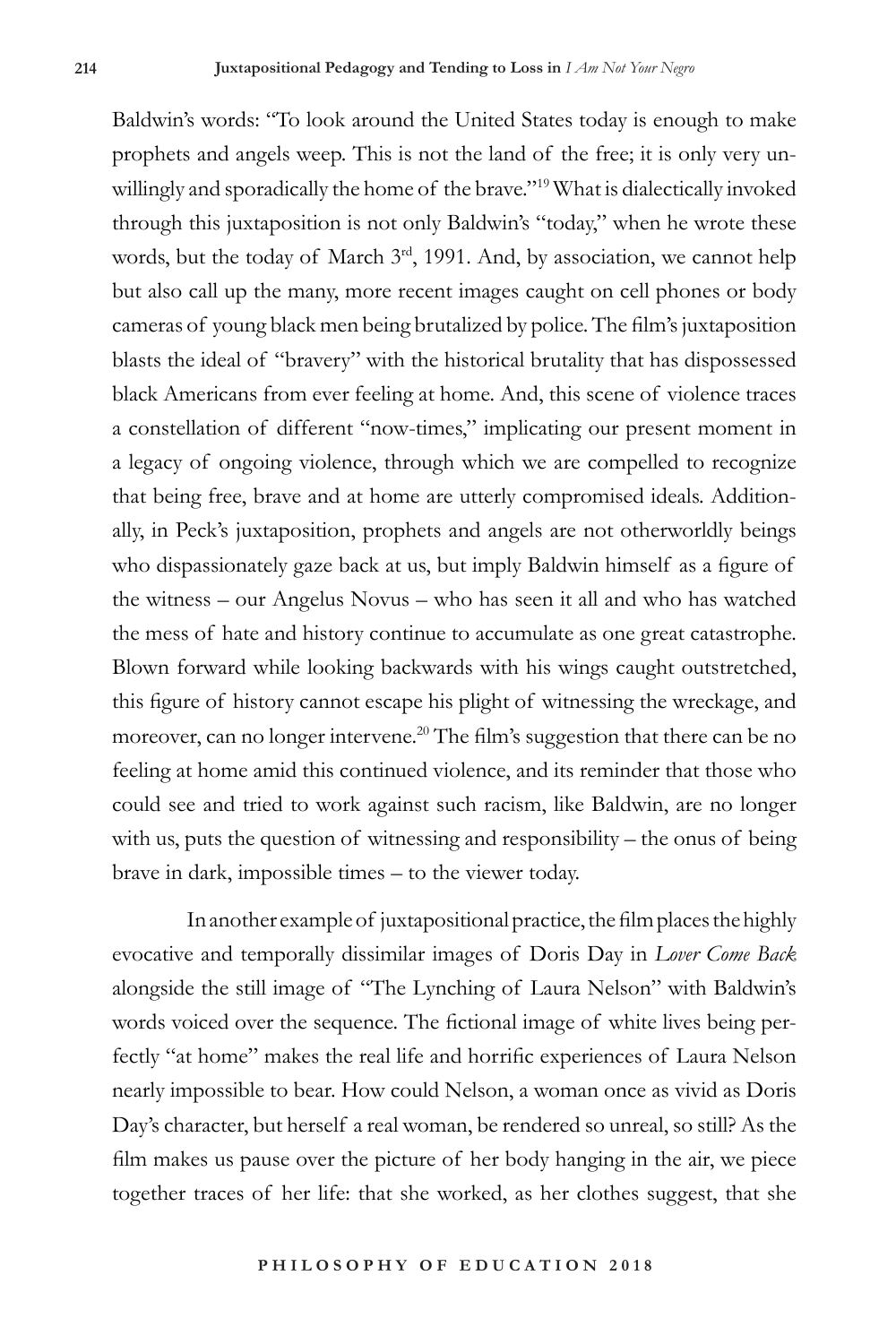Baldwin's words: "To look around the United States today is enough to make prophets and angels weep. This is not the land of the free; it is only very unwillingly and sporadically the home of the brave."[19] What is dialectically invoked through this juxtaposition is not only Baldwin's "today," when he wrote these words, but the today of March 3rd, 1991. And, by association, we cannot help but also call up the many, more recent images caught on cell phones or body cameras of young black men being brutalized by police. The film's juxtaposition blasts the ideal of "bravery" with the historical brutality that has dispossessed black Americans from ever feeling at home. And, this scene of violence traces a constellation of different "now-times," implicating our present moment in a legacy of ongoing violence, through which we are compelled to recognize that being free, brave and at home are utterly compromised ideals. Additionally, in Peck's juxtaposition, prophets and angels are not otherworldly beings who dispassionately gaze back at us, but imply Baldwin himself as a figure of the witness – our Angelus Novus – who has seen it all and who has watched the mess of hate and history continue to accumulate as one great catastrophe. Blown forward while looking backwards with his wings caught outstretched, this figure of history cannot escape his plight of witnessing the wreckage, and moreover, can no longer intervene.[20] The film's suggestion that there can be no feeling at home amid this continued violence, and its reminder that those who could see and tried to work against such racism, like Baldwin, are no longer with us, puts the question of witnessing and responsibility – the onus of being brave in dark, impossible times – to the viewer today.

In another example of juxtapositional practice, the film places the highly evocative and temporally dissimilar images of Doris Day in *Lover Come Back* alongside the still image of "The Lynching of Laura Nelson" with Baldwin's words voiced over the sequence. The fictional image of white lives being perfectly "at home" makes the real life and horrific experiences of Laura Nelson nearly impossible to bear. How could Nelson, a woman once as vivid as Doris Day's character, but herself a real woman, be rendered so unreal, so still? As the film makes us pause over the picture of her body hanging in the air, we piece together traces of her life: that she worked, as her clothes suggest, that she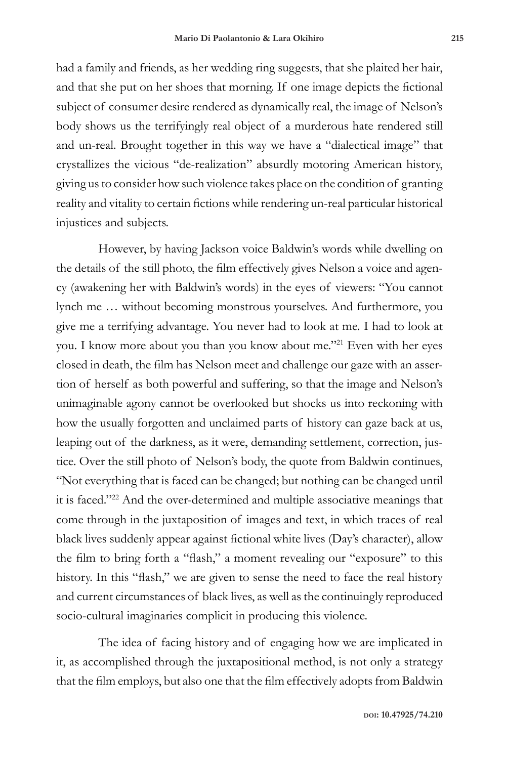had a family and friends, as her wedding ring suggests, that she plaited her hair, and that she put on her shoes that morning. If one image depicts the fictional subject of consumer desire rendered as dynamically real, the image of Nelson's body shows us the terrifyingly real object of a murderous hate rendered still and un-real. Brought together in this way we have a "dialectical image" that crystallizes the vicious "de-realization" absurdly motoring American history, giving us to consider how such violence takes place on the condition of granting reality and vitality to certain fictions while rendering un-real particular historical injustices and subjects.

However, by having Jackson voice Baldwin's words while dwelling on the details of the still photo, the film effectively gives Nelson a voice and agency (awakening her with Baldwin's words) in the eyes of viewers: "You cannot lynch me … without becoming monstrous yourselves. And furthermore, you give me a terrifying advantage. You never had to look at me. I had to look at you. I know more about you than you know about me."[21] Even with her eyes closed in death, the film has Nelson meet and challenge our gaze with an assertion of herself as both powerful and suffering, so that the image and Nelson's unimaginable agony cannot be overlooked but shocks us into reckoning with how the usually forgotten and unclaimed parts of history can gaze back at us, leaping out of the darkness, as it were, demanding settlement, correction, justice. Over the still photo of Nelson's body, the quote from Baldwin continues, "Not everything that is faced can be changed; but nothing can be changed until it is faced."[22] And the over-determined and multiple associative meanings that come through in the juxtaposition of images and text, in which traces of real black lives suddenly appear against fictional white lives (Day's character), allow the film to bring forth a "flash," a moment revealing our "exposure" to this history. In this "flash," we are given to sense the need to face the real history and current circumstances of black lives, as well as the continuingly reproduced socio-cultural imaginaries complicit in producing this violence.

The idea of facing history and of engaging how we are implicated in it, as accomplished through the juxtapositional method, is not only a strategy that the film employs, but also one that the film effectively adopts from Baldwin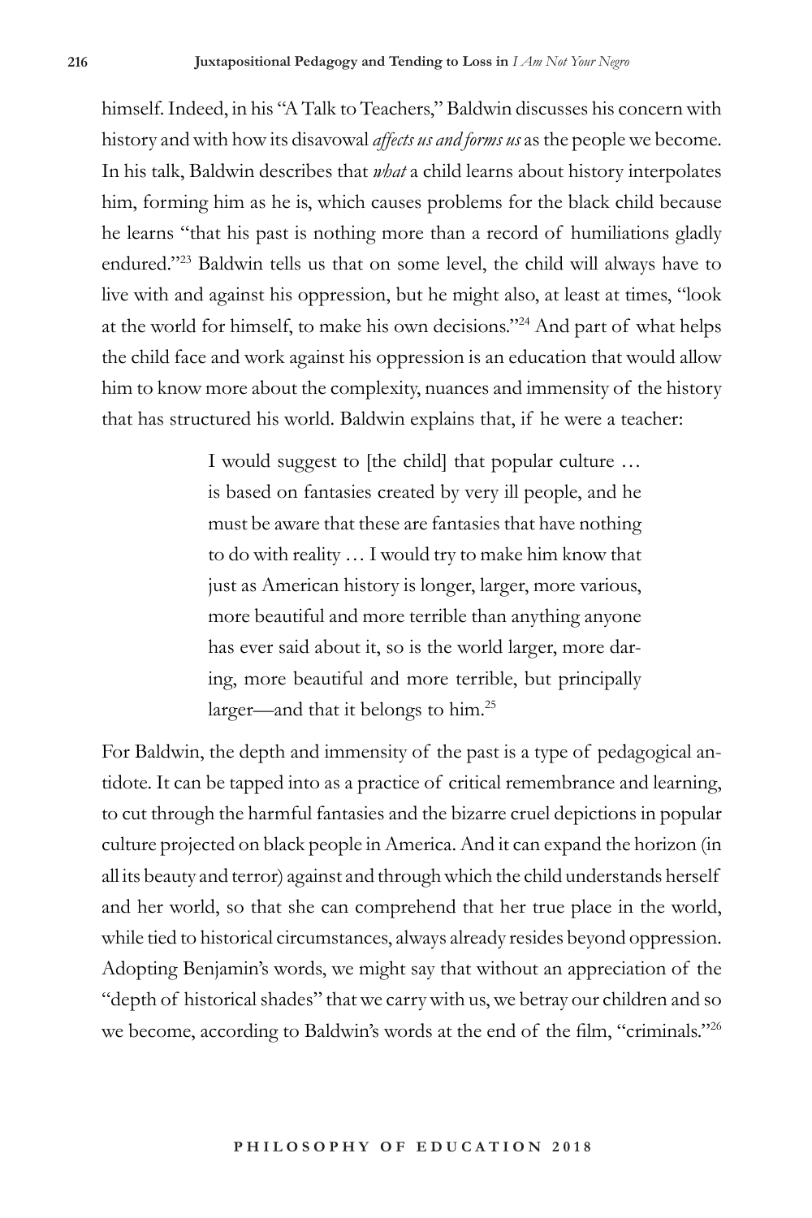himself. Indeed, in his "A Talk to Teachers," Baldwin discusses his concern with history and with how its disavowal *affects us and forms us* as the people we become. In his talk, Baldwin describes that *what* a child learns about history interpolates him, forming him as he is, which causes problems for the black child because he learns "that his past is nothing more than a record of humiliations gladly endured."[23] Baldwin tells us that on some level, the child will always have to live with and against his oppression, but he might also, at least at times, "look at the world for himself, to make his own decisions."[24] And part of what helps the child face and work against his oppression is an education that would allow him to know more about the complexity, nuances and immensity of the history that has structured his world. Baldwin explains that, if he were a teacher:

> I would suggest to [the child] that popular culture … is based on fantasies created by very ill people, and he must be aware that these are fantasies that have nothing to do with reality … I would try to make him know that just as American history is longer, larger, more various, more beautiful and more terrible than anything anyone has ever said about it, so is the world larger, more daring, more beautiful and more terrible, but principally larger—and that it belongs to him.[25]

For Baldwin, the depth and immensity of the past is a type of pedagogical antidote. It can be tapped into as a practice of critical remembrance and learning, to cut through the harmful fantasies and the bizarre cruel depictions in popular culture projected on black people in America. And it can expand the horizon (in all its beauty and terror) against and through which the child understands herself and her world, so that she can comprehend that her true place in the world, while tied to historical circumstances, always already resides beyond oppression. Adopting Benjamin's words, we might say that without an appreciation of the "depth of historical shades" that we carry with us, we betray our children and so we become, according to Baldwin's words at the end of the film, "criminals."[26]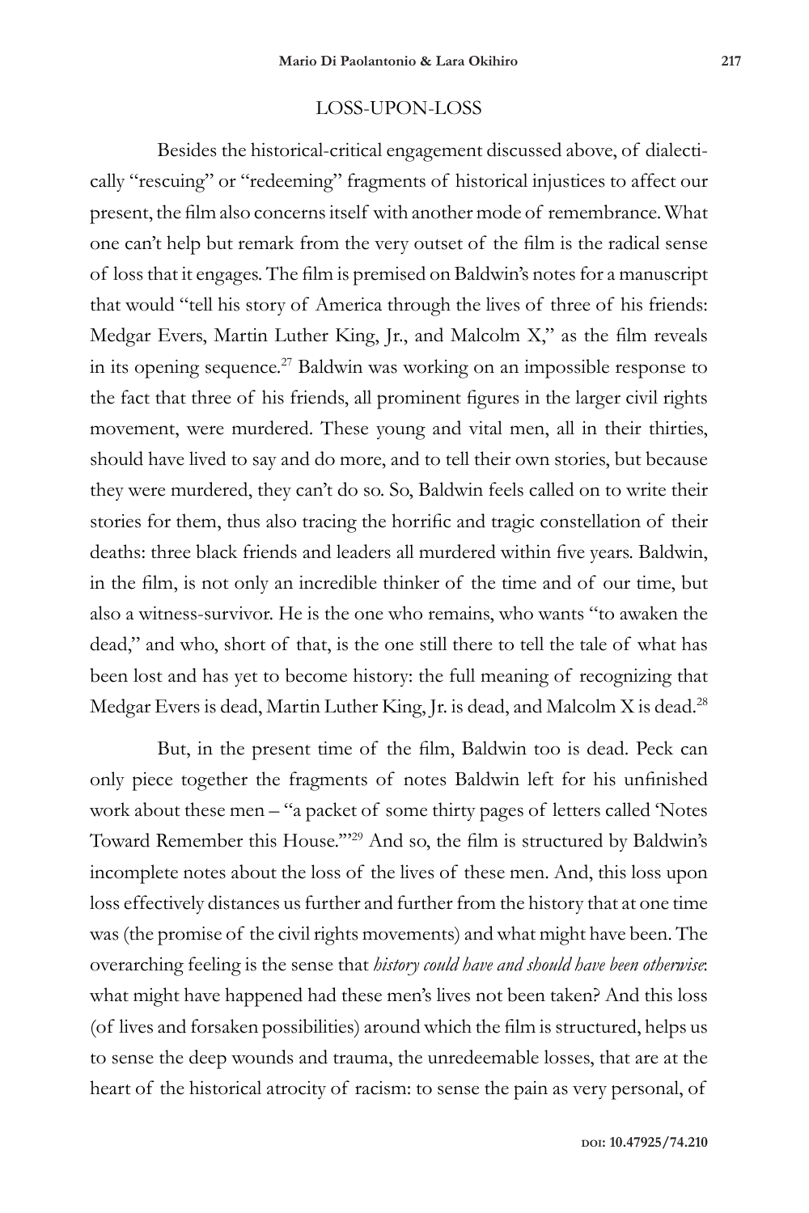## LOSS-UPON-LOSS

Besides the historical-critical engagement discussed above, of dialectically "rescuing" or "redeeming" fragments of historical injustices to affect our present, the film also concerns itself with another mode of remembrance. What one can't help but remark from the very outset of the film is the radical sense of loss that it engages. The film is premised on Baldwin's notes for a manuscript that would "tell his story of America through the lives of three of his friends: Medgar Evers, Martin Luther King, Jr., and Malcolm X," as the film reveals in its opening sequence.[27] Baldwin was working on an impossible response to the fact that three of his friends, all prominent figures in the larger civil rights movement, were murdered. These young and vital men, all in their thirties, should have lived to say and do more, and to tell their own stories, but because they were murdered, they can't do so. So, Baldwin feels called on to write their stories for them, thus also tracing the horrific and tragic constellation of their deaths: three black friends and leaders all murdered within five years. Baldwin, in the film, is not only an incredible thinker of the time and of our time, but also a witness-survivor. He is the one who remains, who wants "to awaken the dead," and who, short of that, is the one still there to tell the tale of what has been lost and has yet to become history: the full meaning of recognizing that Medgar Evers is dead, Martin Luther King, Jr. is dead, and Malcolm X is dead.[28]

But, in the present time of the film, Baldwin too is dead. Peck can only piece together the fragments of notes Baldwin left for his unfinished work about these men – "a packet of some thirty pages of letters called 'Notes Toward Remember this House.'"[29] And so, the film is structured by Baldwin's incomplete notes about the loss of the lives of these men. And, this loss upon loss effectively distances us further and further from the history that at one time was (the promise of the civil rights movements) and what might have been. The overarching feeling is the sense that *history could have and should have been otherwise*: what might have happened had these men's lives not been taken? And this loss (of lives and forsaken possibilities) around which the film is structured, helps us to sense the deep wounds and trauma, the unredeemable losses, that are at the heart of the historical atrocity of racism: to sense the pain as very personal, of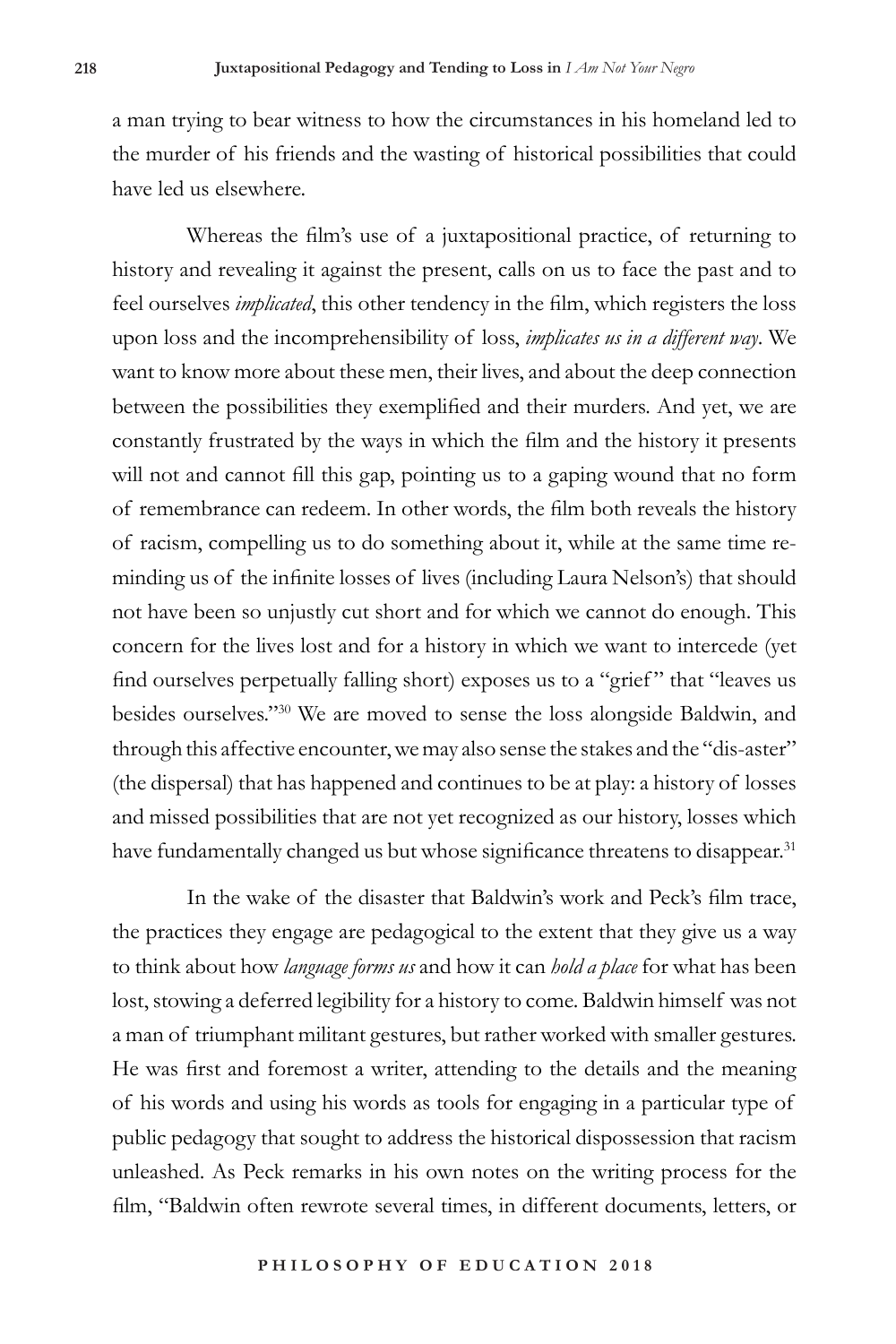a man trying to bear witness to how the circumstances in his homeland led to the murder of his friends and the wasting of historical possibilities that could have led us elsewhere.

Whereas the film's use of a juxtapositional practice, of returning to history and revealing it against the present, calls on us to face the past and to feel ourselves *implicated*, this other tendency in the film, which registers the loss upon loss and the incomprehensibility of loss, *implicates us in a different way*. We want to know more about these men, their lives, and about the deep connection between the possibilities they exemplified and their murders. And yet, we are constantly frustrated by the ways in which the film and the history it presents will not and cannot fill this gap, pointing us to a gaping wound that no form of remembrance can redeem. In other words, the film both reveals the history of racism, compelling us to do something about it, while at the same time reminding us of the infinite losses of lives (including Laura Nelson's) that should not have been so unjustly cut short and for which we cannot do enough. This concern for the lives lost and for a history in which we want to intercede (yet find ourselves perpetually falling short) exposes us to a "grief" that "leaves us besides ourselves."[30] We are moved to sense the loss alongside Baldwin, and through this affective encounter, we may also sense the stakes and the "dis-aster" (the dispersal) that has happened and continues to be at play: a history of losses and missed possibilities that are not yet recognized as our history, losses which have fundamentally changed us but whose significance threatens to disappear.[31]

In the wake of the disaster that Baldwin's work and Peck's film trace, the practices they engage are pedagogical to the extent that they give us a way to think about how *language forms us* and how it can *hold a place* for what has been lost, stowing a deferred legibility for a history to come. Baldwin himself was not a man of triumphant militant gestures, but rather worked with smaller gestures. He was first and foremost a writer, attending to the details and the meaning of his words and using his words as tools for engaging in a particular type of public pedagogy that sought to address the historical dispossession that racism unleashed. As Peck remarks in his own notes on the writing process for the film, "Baldwin often rewrote several times, in different documents, letters, or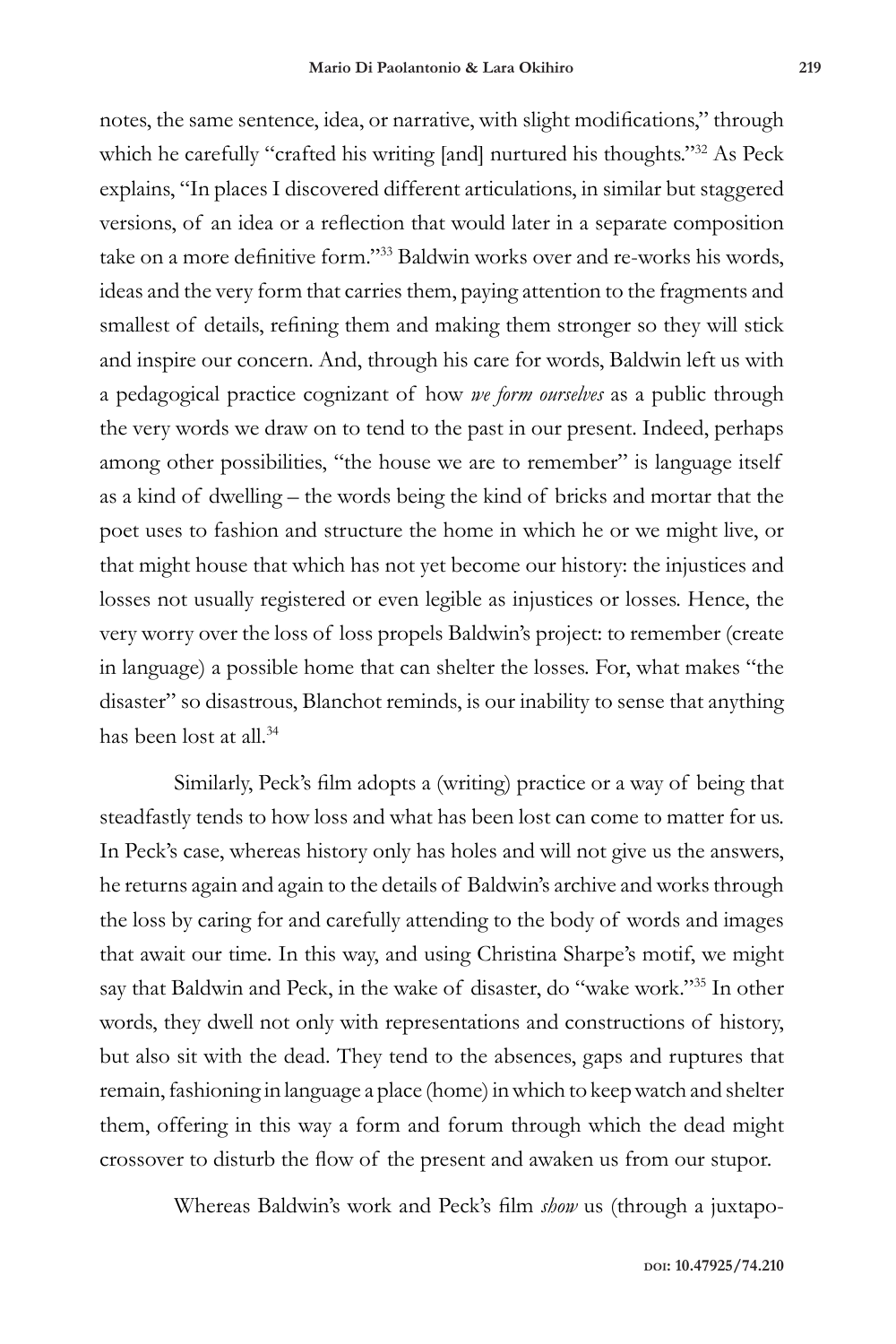notes, the same sentence, idea, or narrative, with slight modifications," through which he carefully "crafted his writing [and] nurtured his thoughts."[32] As Peck explains, "In places I discovered different articulations, in similar but staggered versions, of an idea or a reflection that would later in a separate composition take on a more definitive form."[33] Baldwin works over and re-works his words, ideas and the very form that carries them, paying attention to the fragments and smallest of details, refining them and making them stronger so they will stick and inspire our concern. And, through his care for words, Baldwin left us with a pedagogical practice cognizant of how *we form ourselves* as a public through the very words we draw on to tend to the past in our present. Indeed, perhaps among other possibilities, "the house we are to remember" is language itself as a kind of dwelling – the words being the kind of bricks and mortar that the poet uses to fashion and structure the home in which he or we might live, or that might house that which has not yet become our history: the injustices and losses not usually registered or even legible as injustices or losses. Hence, the very worry over the loss of loss propels Baldwin's project: to remember (create in language) a possible home that can shelter the losses. For, what makes "the disaster" so disastrous, Blanchot reminds, is our inability to sense that anything has been lost at all.[34]

Similarly, Peck's film adopts a (writing) practice or a way of being that steadfastly tends to how loss and what has been lost can come to matter for us. In Peck's case, whereas history only has holes and will not give us the answers, he returns again and again to the details of Baldwin's archive and works through the loss by caring for and carefully attending to the body of words and images that await our time. In this way, and using Christina Sharpe's motif, we might say that Baldwin and Peck, in the wake of disaster, do "wake work."[35] In other words, they dwell not only with representations and constructions of history, but also sit with the dead. They tend to the absences, gaps and ruptures that remain, fashioning in language a place (home) in which to keep watch and shelter them, offering in this way a form and forum through which the dead might crossover to disturb the flow of the present and awaken us from our stupor.

Whereas Baldwin's work and Peck's film *show* us (through a juxtapo-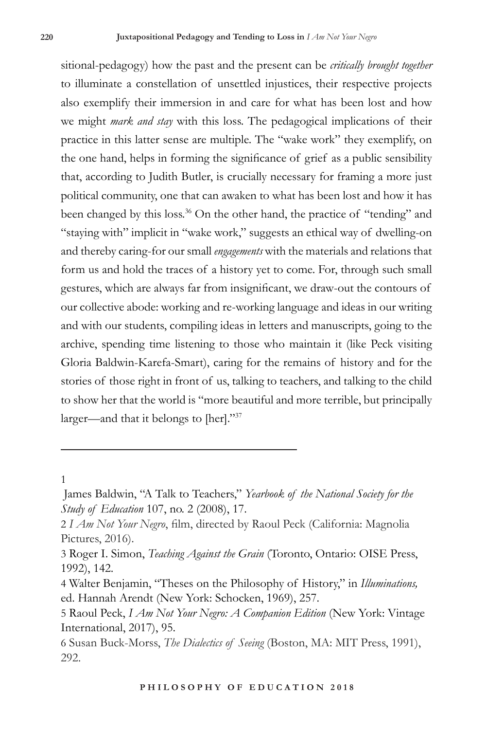sitional-pedagogy) how the past and the present can be *critically brought together* to illuminate a constellation of unsettled injustices, their respective projects also exemplify their immersion in and care for what has been lost and how we might *mark and stay* with this loss. The pedagogical implications of their practice in this latter sense are multiple. The "wake work" they exemplify, on the one hand, helps in forming the significance of grief as a public sensibility that, according to Judith Butler, is crucially necessary for framing a more just political community, one that can awaken to what has been lost and how it has been changed by this loss.[36] On the other hand, the practice of "tending" and "staying with" implicit in "wake work," suggests an ethical way of dwelling-on and thereby caring-for our small *engagements* with the materials and relations that form us and hold the traces of a history yet to come. For, through such small gestures, which are always far from insignificant, we draw-out the contours of our collective abode: working and re-working language and ideas in our writing and with our students, compiling ideas in letters and manuscripts, going to the archive, spending time listening to those who maintain it (like Peck visiting Gloria Baldwin-Karefa-Smart), caring for the remains of history and for the stories of those right in front of us, talking to teachers, and talking to the child to show her that the world is "more beautiful and more terrible, but principally larger—and that it belongs to [her]."[37]

---

1 James Baldwin, "A Talk to Teachers," *Yearbook of the National Society for the Study of Education* 107, no. 2 (2008), 17.

2 *I Am Not Your Negro*, film, directed by Raoul Peck (California: Magnolia Pictures, 2016).

3 Roger I. Simon, *Teaching Against the Grain* (Toronto, Ontario: OISE Press, 1992), 142.

4 Walter Benjamin, "Theses on the Philosophy of History," in *Illuminations,* ed. Hannah Arendt (New York: Schocken, 1969), 257.

5 Raoul Peck, *I Am Not Your Negro: A Companion Edition* (New York: Vintage International, 2017), 95.

6 Susan Buck-Morss, *The Dialectics of Seeing* (Boston, MA: MIT Press, 1991), 292.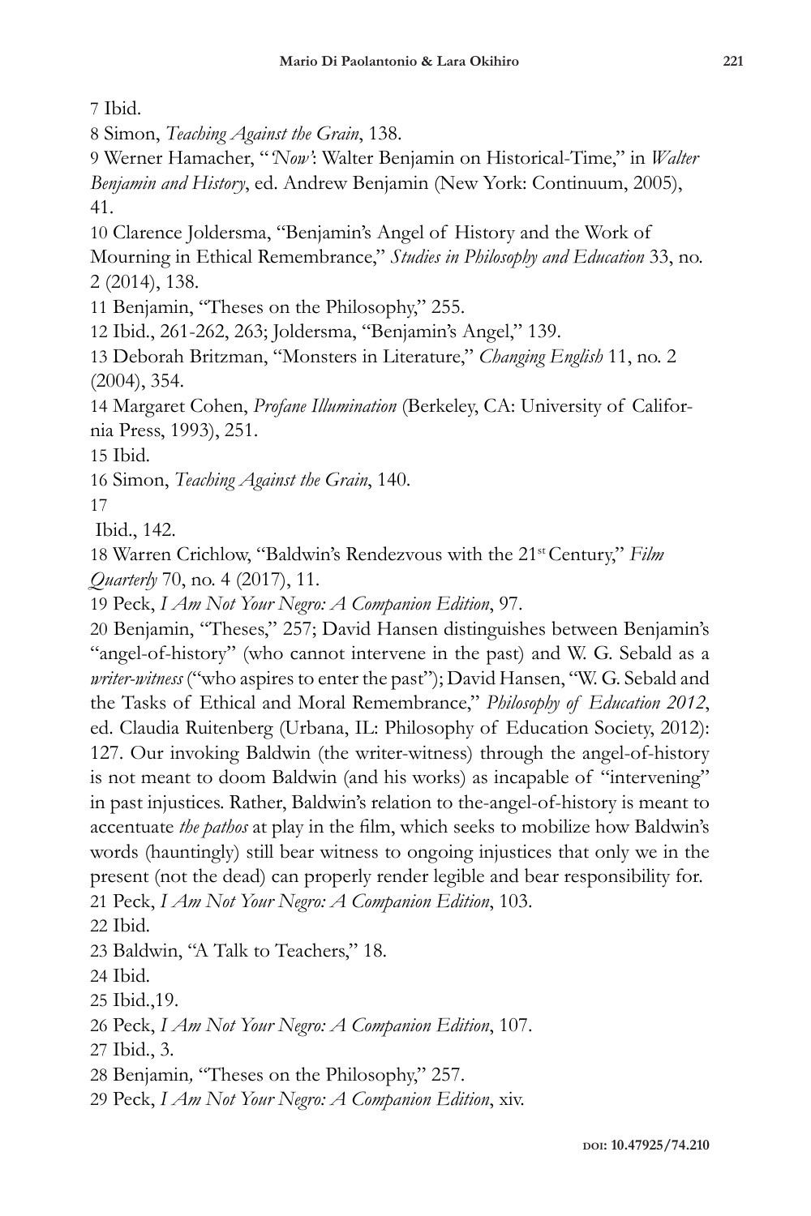7 Ibid.

8 Simon, *Teaching Against the Grain*, 138.

9 Werner Hamacher, "'*Now*': Walter Benjamin on Historical-Time," in *Walter Benjamin and History*, ed. Andrew Benjamin (New York: Continuum, 2005), 41.

10 Clarence Joldersma, "Benjamin's Angel of History and the Work of Mourning in Ethical Remembrance," *Studies in Philosophy and Education* 33, no. 2 (2014), 138.

11 Benjamin, "Theses on the Philosophy," 255.

12 Ibid., 261-262, 263; Joldersma, "Benjamin's Angel," 139.

13 Deborah Britzman, "Monsters in Literature," *Changing English* 11, no. 2 (2004), 354.

14 Margaret Cohen, *Profane Illumination* (Berkeley, CA: University of California Press, 1993), 251.

15 Ibid.

16 Simon, *Teaching Against the Grain*, 140.

17 Ibid., 142.

18 Warren Crichlow, "Baldwin's Rendezvous with the 21st Century," *Film Quarterly* 70, no. 4 (2017), 11.

19 Peck, *I Am Not Your Negro: A Companion Edition*, 97.

20 Benjamin, "Theses," 257; David Hansen distinguishes between Benjamin's "angel-of-history" (who cannot intervene in the past) and W. G. Sebald as a *writer-witness* ("who aspires to enter the past"); David Hansen, "W. G. Sebald and the Tasks of Ethical and Moral Remembrance," *Philosophy of Education 2012*, ed. Claudia Ruitenberg (Urbana, IL: Philosophy of Education Society, 2012): 127. Our invoking Baldwin (the writer-witness) through the angel-of-history is not meant to doom Baldwin (and his works) as incapable of "intervening" in past injustices. Rather, Baldwin's relation to the-angel-of-history is meant to accentuate *the pathos* at play in the film, which seeks to mobilize how Baldwin's words (hauntingly) still bear witness to ongoing injustices that only we in the present (not the dead) can properly render legible and bear responsibility for.

21 Peck, *I Am Not Your Negro: A Companion Edition*, 103.

22 Ibid.

23 Baldwin, "A Talk to Teachers," 18.

24 Ibid.

25 Ibid.,19.

26 Peck, *I Am Not Your Negro: A Companion Edition*, 107.

27 Ibid., 3.

28 Benjamin, "Theses on the Philosophy," 257.

29 Peck, *I Am Not Your Negro: A Companion Edition*, xiv.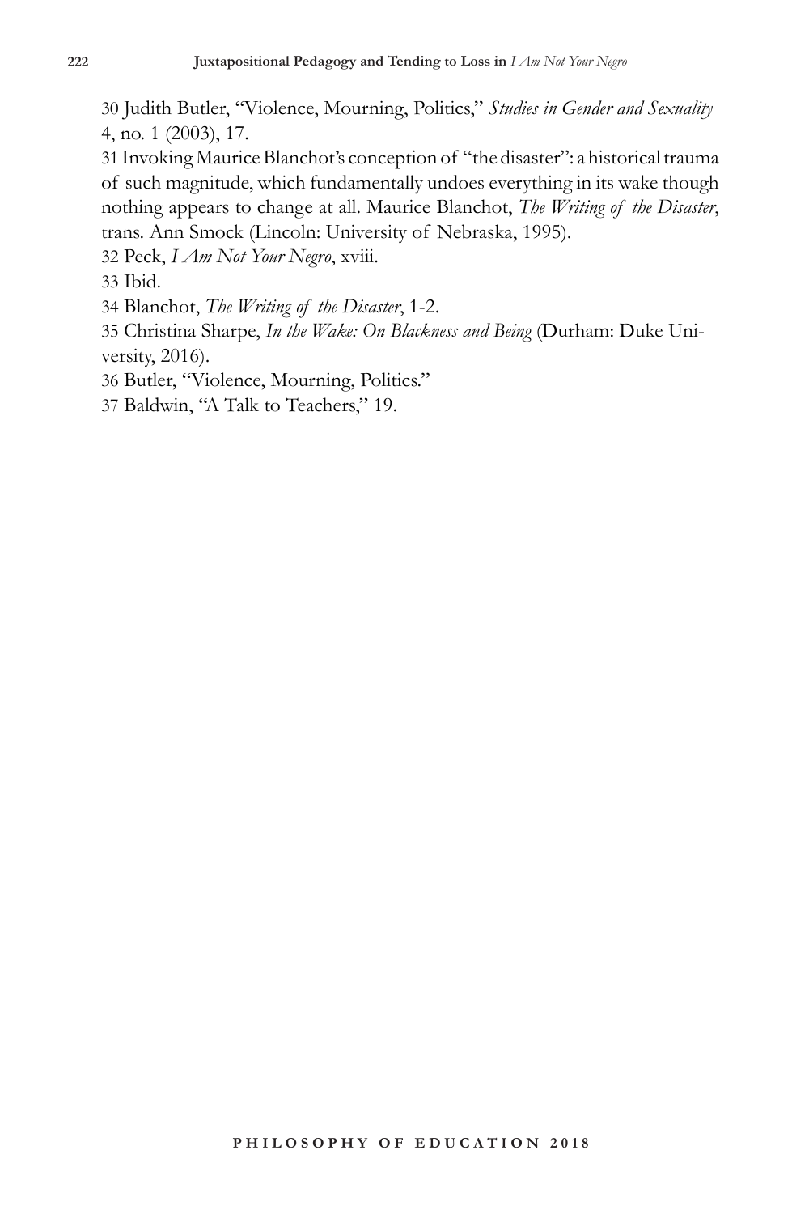30 Judith Butler, "Violence, Mourning, Politics," *Studies in Gender and Sexuality* 4, no. 1 (2003), 17.

31 Invoking Maurice Blanchot's conception of "the disaster": a historical trauma of such magnitude, which fundamentally undoes everything in its wake though nothing appears to change at all. Maurice Blanchot, *The Writing of the Disaster*, trans. Ann Smock (Lincoln: University of Nebraska, 1995).

32 Peck, *I Am Not Your Negro*, xviii.

33 Ibid.

34 Blanchot, *The Writing of the Disaster*, 1-2.

35 Christina Sharpe, *In the Wake: On Blackness and Being* (Durham: Duke University, 2016).

36 Butler, "Violence, Mourning, Politics."

37 Baldwin, "A Talk to Teachers," 19.